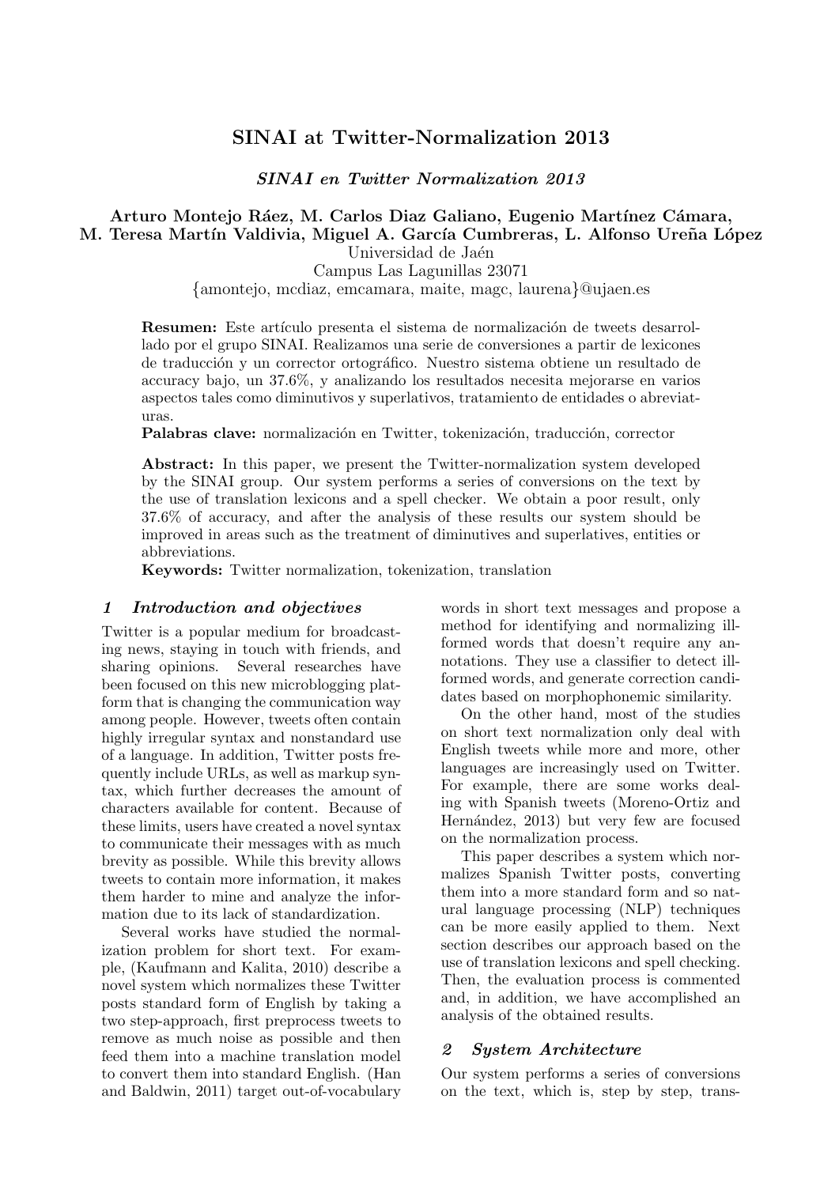# SINAI at Twitter-Normalization 2013

***SINAI en Twitter Normalization 2013***

**Arturo Montejo Ráez, M. Carlos Diaz Galiano, Eugenio Martínez Cámara, M. Teresa Martín Valdivia, Miguel A. García Cumbreras, L. Alfonso Ureña López**

Universidad de Jaén
Campus Las Lagunillas 23071
{amontejo, mcdiaz, emcamara, maite, magc, laurena}@ujaen.es

**Resumen:** Este artículo presenta el sistema de normalización de tweets desarrollado por el grupo SINAI. Realizamos una serie de conversiones a partir de lexicones de traducción y un corrector ortográfico. Nuestro sistema obtiene un resultado de accuracy bajo, un 37.6%, y analizando los resultados necesita mejorarse en varios aspectos tales como diminutivos y superlativos, tratamiento de entidades o abreviaturas.

**Palabras clave:** normalización en Twitter, tokenización, traducción, corrector

**Abstract:** In this paper, we present the Twitter-normalization system developed by the SINAI group. Our system performs a series of conversions on the text by the use of translation lexicons and a spell checker. We obtain a poor result, only 37.6% of accuracy, and after the analysis of these results our system should be improved in areas such as the treatment of diminutives and superlatives, entities or abbreviations.

**Keywords:** Twitter normalization, tokenization, translation

## 1 Introduction and objectives

Twitter is a popular medium for broadcasting news, staying in touch with friends, and sharing opinions. Several researches have been focused on this new microblogging platform that is changing the communication way among people. However, tweets often contain highly irregular syntax and nonstandard use of a language. In addition, Twitter posts frequently include URLs, as well as markup syntax, which further decreases the amount of characters available for content. Because of these limits, users have created a novel syntax to communicate their messages with as much brevity as possible. While this brevity allows tweets to contain more information, it makes them harder to mine and analyze the information due to its lack of standardization.

Several works have studied the normalization problem for short text. For example, (Kaufmann and Kalita, 2010) describe a novel system which normalizes these Twitter posts standard form of English by taking a two step-approach, first preprocess tweets to remove as much noise as possible and then feed them into a machine translation model to convert them into standard English. (Han and Baldwin, 2011) target out-of-vocabulary words in short text messages and propose a method for identifying and normalizing ill-formed words that doesn't require any annotations. They use a classifier to detect ill-formed words, and generate correction candidates based on morphophonemic similarity.

On the other hand, most of the studies on short text normalization only deal with English tweets while more and more, other languages are increasingly used on Twitter. For example, there are some works dealing with Spanish tweets (Moreno-Ortiz and Hernández, 2013) but very few are focused on the normalization process.

This paper describes a system which normalizes Spanish Twitter posts, converting them into a more standard form and so natural language processing (NLP) techniques can be more easily applied to them. Next section describes our approach based on the use of translation lexicons and spell checking. Then, the evaluation process is commented and, in addition, we have accomplished an analysis of the obtained results.

## 2 System Architecture

Our system performs a series of conversions on the text, which is, step by step, trans-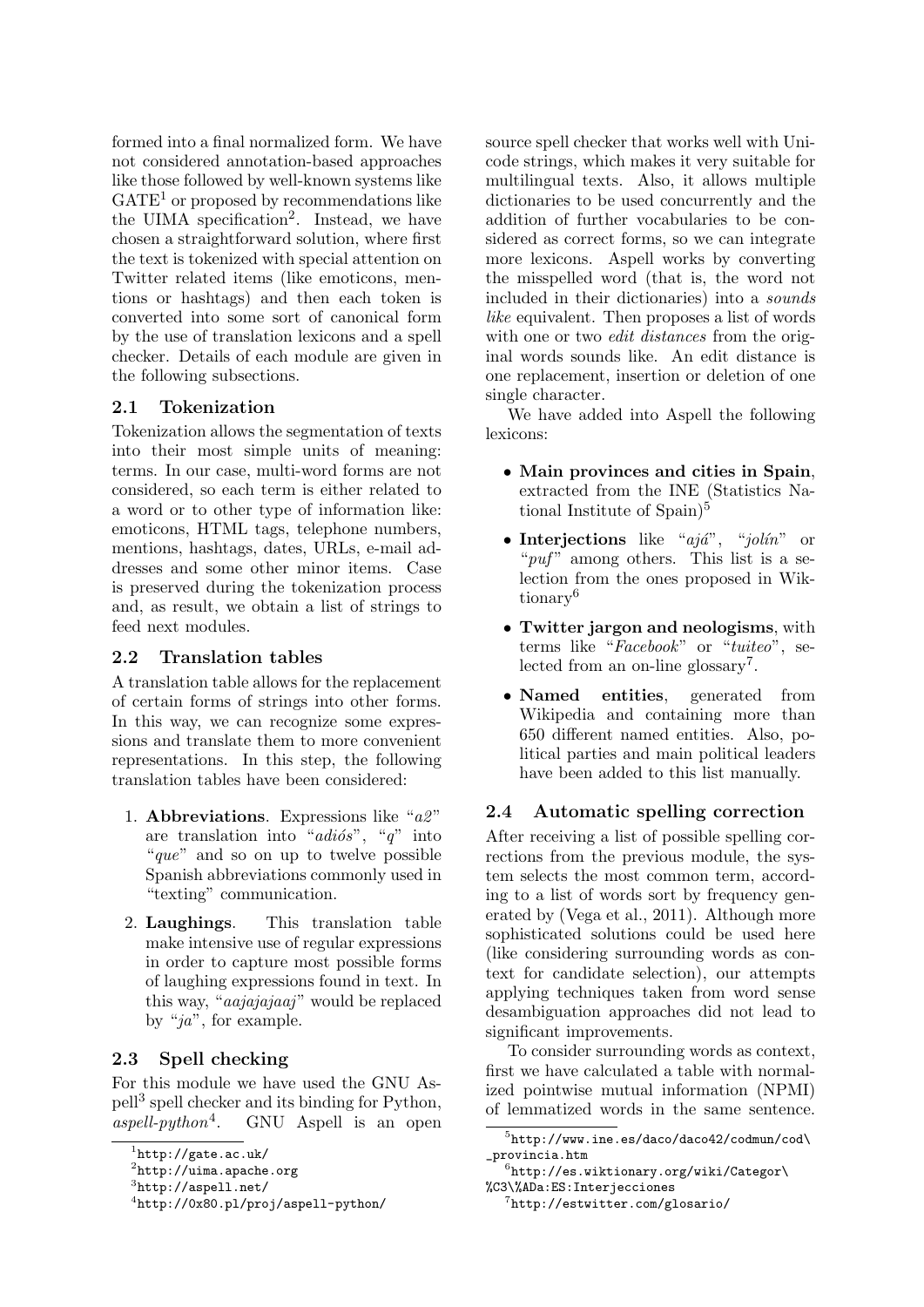formed into a final normalized form. We have not considered annotation-based approaches like those followed by well-known systems like GATE[1] or proposed by recommendations like the UIMA specification[2]. Instead, we have chosen a straightforward solution, where first the text is tokenized with special attention on Twitter related items (like emoticons, mentions or hashtags) and then each token is converted into some sort of canonical form by the use of translation lexicons and a spell checker. Details of each module are given in the following subsections.

### 2.1 Tokenization

Tokenization allows the segmentation of texts into their most simple units of meaning: terms. In our case, multi-word forms are not considered, so each term is either related to a word or to other type of information like: emoticons, HTML tags, telephone numbers, mentions, hashtags, dates, URLs, e-mail addresses and some other minor items. Case is preserved during the tokenization process and, as result, we obtain a list of strings to feed next modules.

### 2.2 Translation tables

A translation table allows for the replacement of certain forms of strings into other forms. In this way, we can recognize some expressions and translate them to more convenient representations. In this step, the following translation tables have been considered:

1. **Abbreviations**. Expressions like "*a2*" are translation into "*adiós*", "*q*" into "*que*" and so on up to twelve possible Spanish abbreviations commonly used in "texting" communication.
2. **Laughings**. This translation table make intensive use of regular expressions in order to capture most possible forms of laughing expressions found in text. In this way, "*aajajajaaj*" would be replaced by "*ja*", for example.

### 2.3 Spell checking

For this module we have used the GNU Aspell[3] spell checker and its binding for Python, *aspell-python*[4]. GNU Aspell is an open source spell checker that works well with Unicode strings, which makes it very suitable for multilingual texts. Also, it allows multiple dictionaries to be used concurrently and the addition of further vocabularies to be considered as correct forms, so we can integrate more lexicons. Aspell works by converting the misspelled word (that is, the word not included in their dictionaries) into a *sounds like* equivalent. Then proposes a list of words with one or two *edit distances* from the original words sounds like. An edit distance is one replacement, insertion or deletion of one single character.

We have added into Aspell the following lexicons:

- **Main provinces and cities in Spain**, extracted from the INE (Statistics National Institute of Spain)[5]
- **Interjections** like "*ajá*", "*jolín*" or "*puf*" among others. This list is a selection from the ones proposed in Wiktionary[6]
- **Twitter jargon and neologisms**, with terms like "*Facebook*" or "*tuiteo*", selected from an on-line glossary[7].
- **Named entities**, generated from Wikipedia and containing more than 650 different named entities. Also, political parties and main political leaders have been added to this list manually.

### 2.4 Automatic spelling correction

After receiving a list of possible spelling corrections from the previous module, the system selects the most common term, according to a list of words sort by frequency generated by (Vega et al., 2011). Although more sophisticated solutions could be used here (like considering surrounding words as context for candidate selection), our attempts applying techniques taken from word sense desambiguation approaches did not lead to significant improvements.

To consider surrounding words as context, first we have calculated a table with normalized pointwise mutual information (NPMI) of lemmatized words in the same sentence.

---

[1] http://gate.ac.uk/

[2] http://uima.apache.org

[3] http://aspell.net/

[4] http://0x80.pl/proj/aspell-python/

[5] http://www.ine.es/daco/daco42/codmun/cod\_provincia.htm

[6] http://es.wiktionary.org/wiki/Categor\%C3\%ADa:ES:Interjecciones

[7] http://estwitter.com/glosario/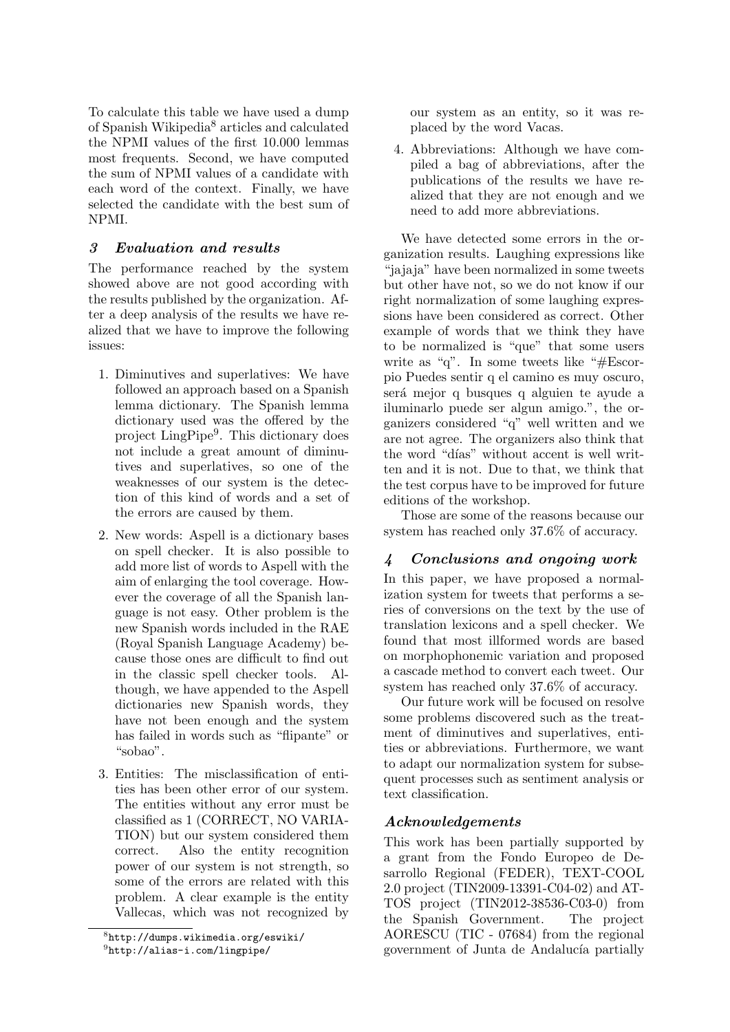To calculate this table we have used a dump of Spanish Wikipedia[8] articles and calculated the NPMI values of the first 10.000 lemmas most frequents. Second, we have computed the sum of NPMI values of a candidate with each word of the context. Finally, we have selected the candidate with the best sum of NPMI.

## 3 Evaluation and results

The performance reached by the system showed above are not good according with the results published by the organization. After a deep analysis of the results we have realized that we have to improve the following issues:

1. Diminutives and superlatives: We have followed an approach based on a Spanish lemma dictionary. The Spanish lemma dictionary used was the offered by the project LingPipe[9]. This dictionary does not include a great amount of diminutives and superlatives, so one of the weaknesses of our system is the detection of this kind of words and a set of the errors are caused by them.
2. New words: Aspell is a dictionary bases on spell checker. It is also possible to add more list of words to Aspell with the aim of enlarging the tool coverage. However the coverage of all the Spanish language is not easy. Other problem is the new Spanish words included in the RAE (Royal Spanish Language Academy) because those ones are difficult to find out in the classic spell checker tools. Although, we have appended to the Aspell dictionaries new Spanish words, they have not been enough and the system has failed in words such as "flipante" or "sobao".
3. Entities: The misclassification of entities has been other error of our system. The entities without any error must be classified as 1 (CORRECT, NO VARIATION) but our system considered them correct. Also the entity recognition power of our system is not strength, so some of the errors are related with this problem. A clear example is the entity Vallecas, which was not recognized by our system as an entity, so it was replaced by the word Vacas.
4. Abbreviations: Although we have compiled a bag of abbreviations, after the publications of the results we have realized that they are not enough and we need to add more abbreviations.

We have detected some errors in the organization results. Laughing expressions like "jajaja" have been normalized in some tweets but other have not, so we do not know if our right normalization of some laughing expressions have been considered as correct. Other example of words that we think they have to be normalized is "que" that some users write as "q". In some tweets like "#Escorpio Puedes sentir q el camino es muy oscuro, será mejor q busques q alguien te ayude a iluminarlo puede ser algun amigo.", the organizers considered "q" well written and we are not agree. The organizers also think that the word "días" without accent is well written and it is not. Due to that, we think that the test corpus have to be improved for future editions of the workshop.

Those are some of the reasons because our system has reached only 37.6% of accuracy.

## 4 Conclusions and ongoing work

In this paper, we have proposed a normalization system for tweets that performs a series of conversions on the text by the use of translation lexicons and a spell checker. We found that most illformed words are based on morphophonemic variation and proposed a cascade method to convert each tweet. Our system has reached only 37.6% of accuracy.

Our future work will be focused on resolve some problems discovered such as the treatment of diminutives and superlatives, entities or abbreviations. Furthermore, we want to adapt our normalization system for subsequent processes such as sentiment analysis or text classification.

## Acknowledgements

This work has been partially supported by a grant from the Fondo Europeo de Desarrollo Regional (FEDER), TEXT-COOL 2.0 project (TIN2009-13391-C04-02) and ATTOS project (TIN2012-38536-C03-0) from the Spanish Government. The project AORESCU (TIC - 07684) from the regional government of Junta de Andalucía partially

[8] http://dumps.wikimedia.org/eswiki/

[9] http://alias-i.com/lingpipe/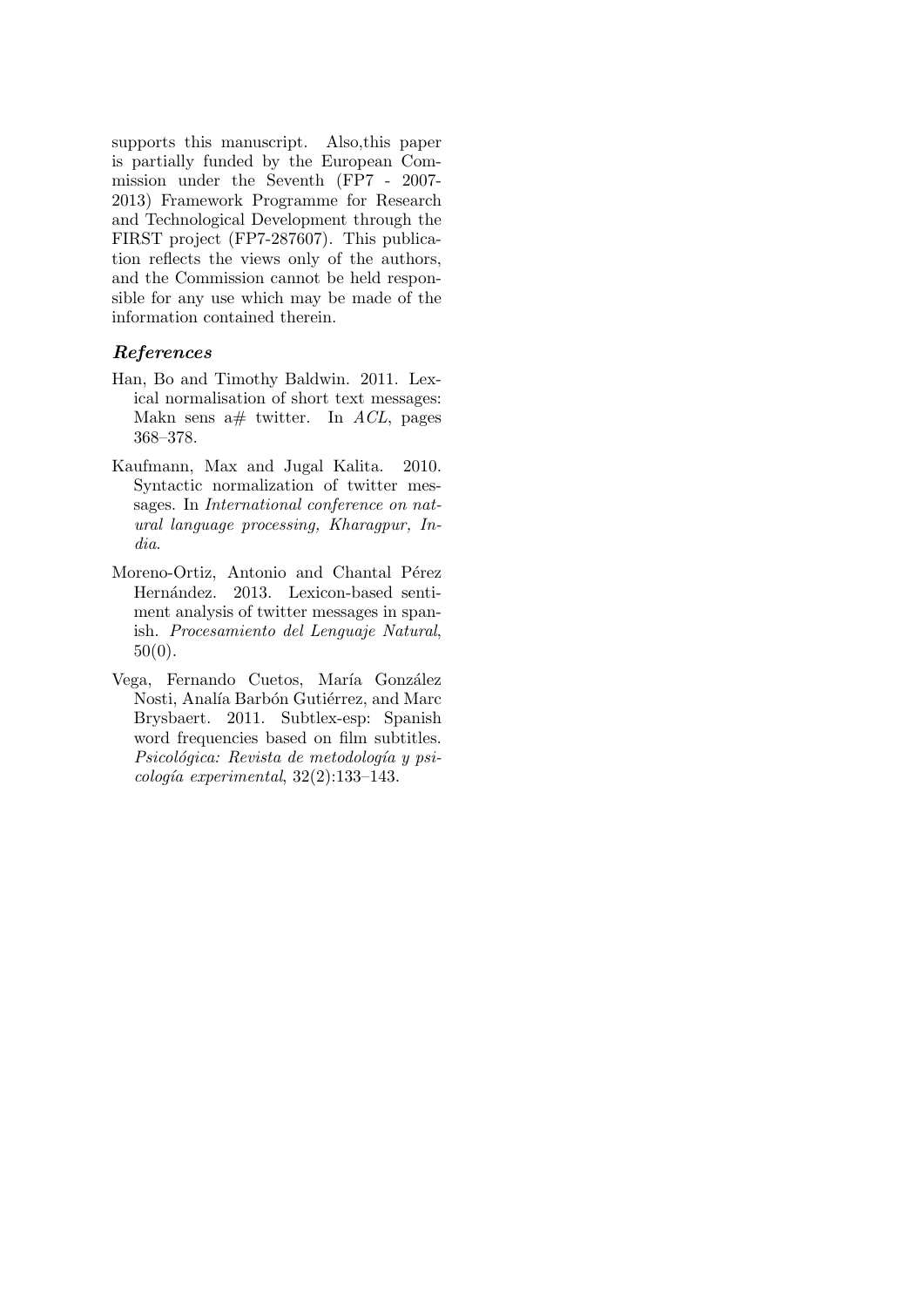supports this manuscript. Also,this paper is partially funded by the European Commission under the Seventh (FP7 - 2007-2013) Framework Programme for Research and Technological Development through the FIRST project (FP7-287607). This publication reflects the views only of the authors, and the Commission cannot be held responsible for any use which may be made of the information contained therein.

## References

Han, Bo and Timothy Baldwin. 2011. Lexical normalisation of short text messages: Makn sens a# twitter. In *ACL*, pages 368–378.

Kaufmann, Max and Jugal Kalita. 2010. Syntactic normalization of twitter messages. In *International conference on natural language processing, Kharagpur, India*.

Moreno-Ortiz, Antonio and Chantal Pérez Hernández. 2013. Lexicon-based sentiment analysis of twitter messages in spanish. *Procesamiento del Lenguaje Natural*, 50(0).

Vega, Fernando Cuetos, María González Nosti, Analía Barbón Gutiérrez, and Marc Brysbaert. 2011. Subtlex-esp: Spanish word frequencies based on film subtitles. *Psicológica: Revista de metodología y psicología experimental*, 32(2):133–143.